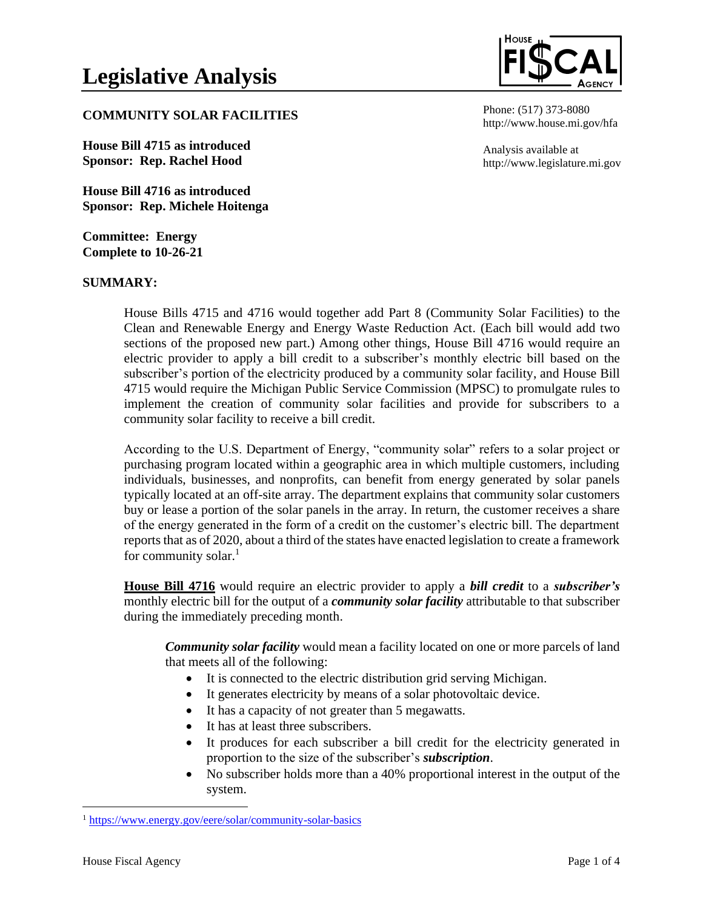# Legislative Analysis

**COMMUNITY SOLAR FACILITIES**

Phone: (517) 373-8080
http://www.house.mi.gov/hfa

Analysis available at
http://www.legislature.mi.gov

**House Bill 4715 as introduced**
**Sponsor: Rep. Rachel Hood**

**House Bill 4716 as introduced**
**Sponsor: Rep. Michele Hoitenga**

**Committee: Energy**
**Complete to 10-26-21**

## SUMMARY:

House Bills 4715 and 4716 would together add Part 8 (Community Solar Facilities) to the Clean and Renewable Energy and Energy Waste Reduction Act. (Each bill would add two sections of the proposed new part.) Among other things, House Bill 4716 would require an electric provider to apply a bill credit to a subscriber's monthly electric bill based on the subscriber's portion of the electricity produced by a community solar facility, and House Bill 4715 would require the Michigan Public Service Commission (MPSC) to promulgate rules to implement the creation of community solar facilities and provide for subscribers to a community solar facility to receive a bill credit.

According to the U.S. Department of Energy, "community solar" refers to a solar project or purchasing program located within a geographic area in which multiple customers, including individuals, businesses, and nonprofits, can benefit from energy generated by solar panels typically located at an off-site array. The department explains that community solar customers buy or lease a portion of the solar panels in the array. In return, the customer receives a share of the energy generated in the form of a credit on the customer's electric bill. The department reports that as of 2020, about a third of the states have enacted legislation to create a framework for community solar.[1]

**House Bill 4716** would require an electric provider to apply a ***bill credit*** to a ***subscriber's*** monthly electric bill for the output of a ***community solar facility*** attributable to that subscriber during the immediately preceding month.

> ***Community solar facility*** would mean a facility located on one or more parcels of land that meets all of the following:
> - It is connected to the electric distribution grid serving Michigan.
> - It generates electricity by means of a solar photovoltaic device.
> - It has a capacity of not greater than 5 megawatts.
> - It has at least three subscribers.
> - It produces for each subscriber a bill credit for the electricity generated in proportion to the size of the subscriber's ***subscription***.
> - No subscriber holds more than a 40% proportional interest in the output of the system.

[1] https://www.energy.gov/eere/solar/community-solar-basics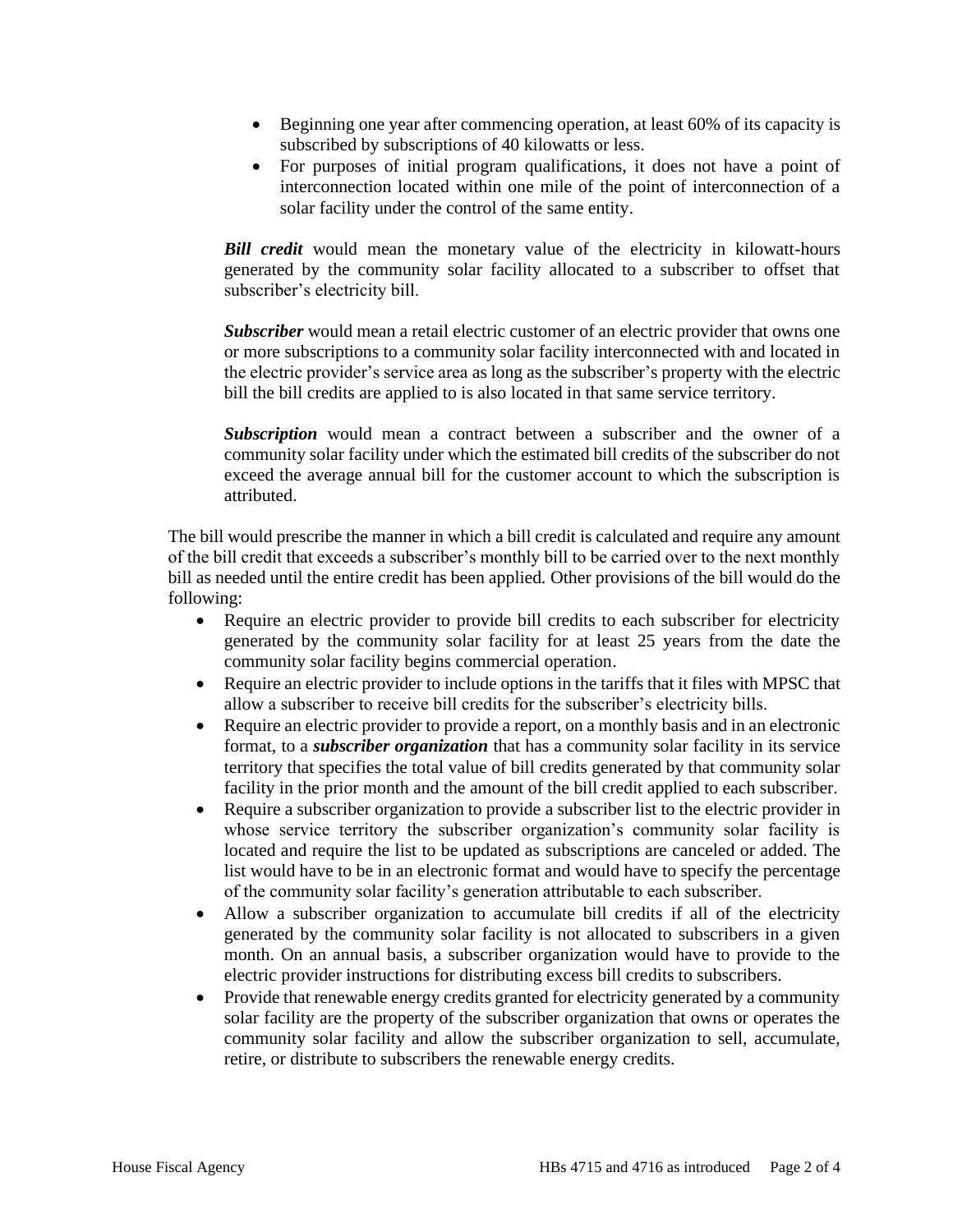- Beginning one year after commencing operation, at least 60% of its capacity is subscribed by subscriptions of 40 kilowatts or less.
- For purposes of initial program qualifications, it does not have a point of interconnection located within one mile of the point of interconnection of a solar facility under the control of the same entity.

***Bill credit*** would mean the monetary value of the electricity in kilowatt-hours generated by the community solar facility allocated to a subscriber to offset that subscriber's electricity bill.

***Subscriber*** would mean a retail electric customer of an electric provider that owns one or more subscriptions to a community solar facility interconnected with and located in the electric provider's service area as long as the subscriber's property with the electric bill the bill credits are applied to is also located in that same service territory.

***Subscription*** would mean a contract between a subscriber and the owner of a community solar facility under which the estimated bill credits of the subscriber do not exceed the average annual bill for the customer account to which the subscription is attributed.

The bill would prescribe the manner in which a bill credit is calculated and require any amount of the bill credit that exceeds a subscriber's monthly bill to be carried over to the next monthly bill as needed until the entire credit has been applied. Other provisions of the bill would do the following:

- Require an electric provider to provide bill credits to each subscriber for electricity generated by the community solar facility for at least 25 years from the date the community solar facility begins commercial operation.
- Require an electric provider to include options in the tariffs that it files with MPSC that allow a subscriber to receive bill credits for the subscriber's electricity bills.
- Require an electric provider to provide a report, on a monthly basis and in an electronic format, to a ***subscriber organization*** that has a community solar facility in its service territory that specifies the total value of bill credits generated by that community solar facility in the prior month and the amount of the bill credit applied to each subscriber.
- Require a subscriber organization to provide a subscriber list to the electric provider in whose service territory the subscriber organization's community solar facility is located and require the list to be updated as subscriptions are canceled or added. The list would have to be in an electronic format and would have to specify the percentage of the community solar facility's generation attributable to each subscriber.
- Allow a subscriber organization to accumulate bill credits if all of the electricity generated by the community solar facility is not allocated to subscribers in a given month. On an annual basis, a subscriber organization would have to provide to the electric provider instructions for distributing excess bill credits to subscribers.
- Provide that renewable energy credits granted for electricity generated by a community solar facility are the property of the subscriber organization that owns or operates the community solar facility and allow the subscriber organization to sell, accumulate, retire, or distribute to subscribers the renewable energy credits.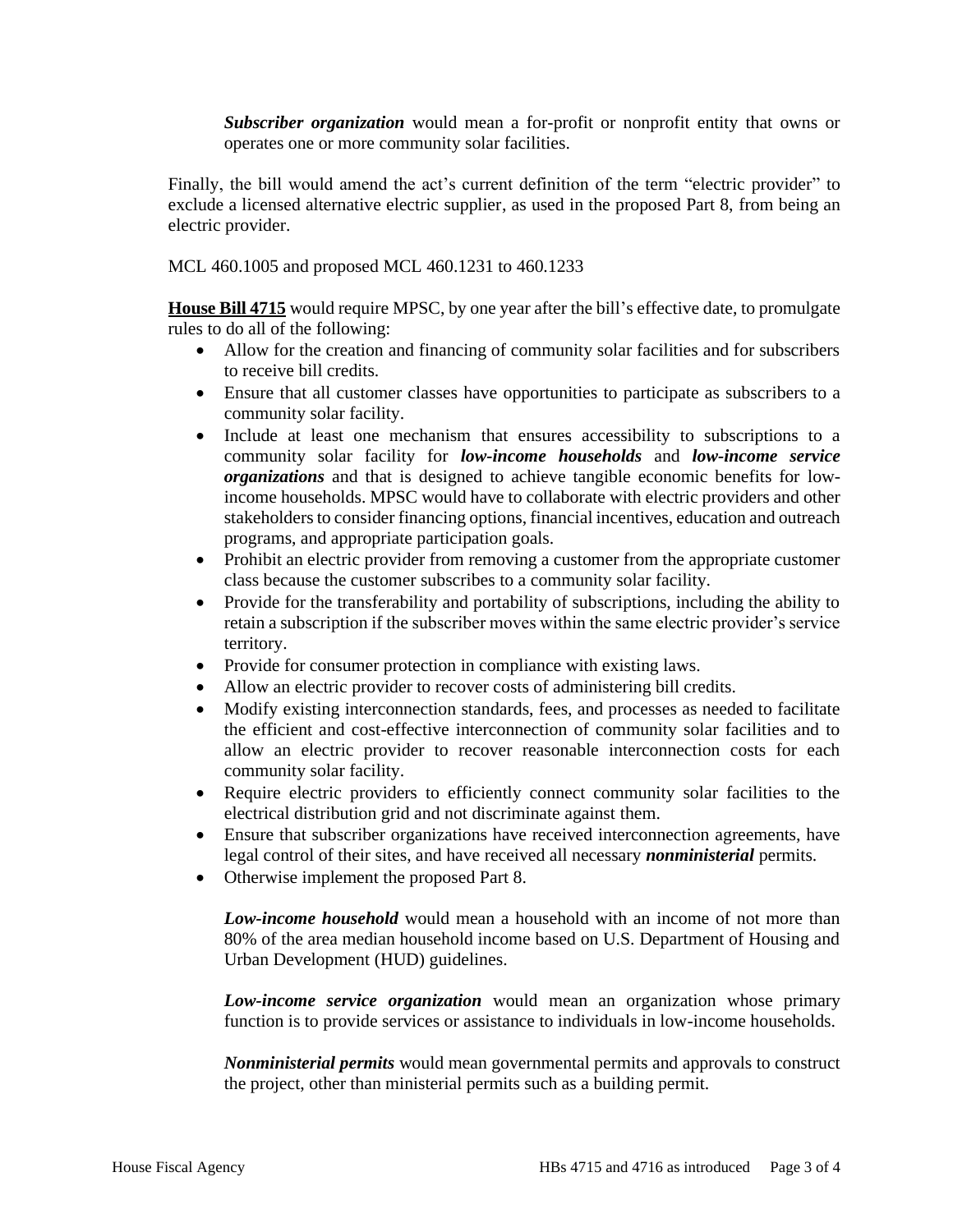***Subscriber organization*** would mean a for-profit or nonprofit entity that owns or operates one or more community solar facilities.

Finally, the bill would amend the act's current definition of the term "electric provider" to exclude a licensed alternative electric supplier, as used in the proposed Part 8, from being an electric provider.

MCL 460.1005 and proposed MCL 460.1231 to 460.1233

**House Bill 4715** would require MPSC, by one year after the bill's effective date, to promulgate rules to do all of the following:

- Allow for the creation and financing of community solar facilities and for subscribers to receive bill credits.
- Ensure that all customer classes have opportunities to participate as subscribers to a community solar facility.
- Include at least one mechanism that ensures accessibility to subscriptions to a community solar facility for ***low-income households*** and ***low-income service organizations*** and that is designed to achieve tangible economic benefits for low-income households. MPSC would have to collaborate with electric providers and other stakeholders to consider financing options, financial incentives, education and outreach programs, and appropriate participation goals.
- Prohibit an electric provider from removing a customer from the appropriate customer class because the customer subscribes to a community solar facility.
- Provide for the transferability and portability of subscriptions, including the ability to retain a subscription if the subscriber moves within the same electric provider's service territory.
- Provide for consumer protection in compliance with existing laws.
- Allow an electric provider to recover costs of administering bill credits.
- Modify existing interconnection standards, fees, and processes as needed to facilitate the efficient and cost-effective interconnection of community solar facilities and to allow an electric provider to recover reasonable interconnection costs for each community solar facility.
- Require electric providers to efficiently connect community solar facilities to the electrical distribution grid and not discriminate against them.
- Ensure that subscriber organizations have received interconnection agreements, have legal control of their sites, and have received all necessary ***nonministerial*** permits.
- Otherwise implement the proposed Part 8.

***Low-income household*** would mean a household with an income of not more than 80% of the area median household income based on U.S. Department of Housing and Urban Development (HUD) guidelines.

***Low-income service organization*** would mean an organization whose primary function is to provide services or assistance to individuals in low-income households.

***Nonministerial permits*** would mean governmental permits and approvals to construct the project, other than ministerial permits such as a building permit.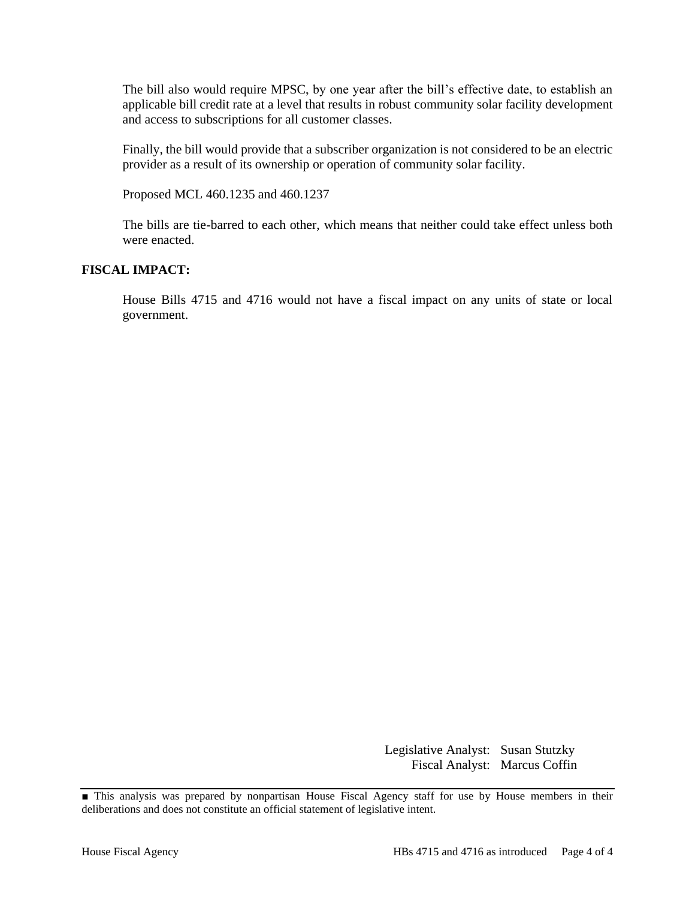The bill also would require MPSC, by one year after the bill's effective date, to establish an applicable bill credit rate at a level that results in robust community solar facility development and access to subscriptions for all customer classes.

Finally, the bill would provide that a subscriber organization is not considered to be an electric provider as a result of its ownership or operation of community solar facility.

Proposed MCL 460.1235 and 460.1237

The bills are tie-barred to each other, which means that neither could take effect unless both were enacted.

**FISCAL IMPACT:**

House Bills 4715 and 4716 would not have a fiscal impact on any units of state or local government.

Legislative Analyst: Susan Stutzky
Fiscal Analyst: Marcus Coffin

■ This analysis was prepared by nonpartisan House Fiscal Agency staff for use by House members in their deliberations and does not constitute an official statement of legislative intent.